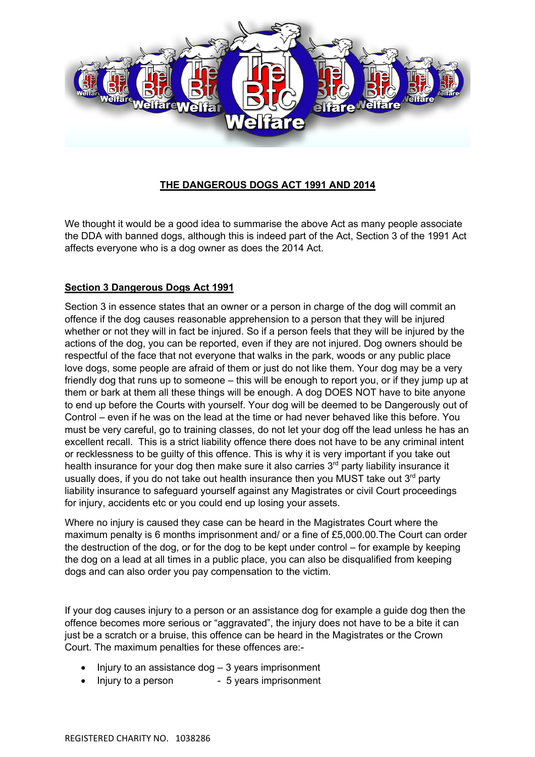# THE DANGEROUS DOGS ACT 1991 AND 2014

We thought it would be a good idea to summarise the above Act as many people associate the DDA with banned dogs, although this is indeed part of the Act, Section 3 of the 1991 Act affects everyone who is a dog owner as does the 2014 Act.

## Section 3 Dangerous Dogs Act 1991

Section 3 in essence states that an owner or a person in charge of the dog will commit an offence if the dog causes reasonable apprehension to a person that they will be injured whether or not they will in fact be injured. So if a person feels that they will be injured by the actions of the dog, you can be reported, even if they are not injured. Dog owners should be respectful of the face that not everyone that walks in the park, woods or any public place love dogs, some people are afraid of them or just do not like them. Your dog may be a very friendly dog that runs up to someone – this will be enough to report you, or if they jump up at them or bark at them all these things will be enough. A dog DOES NOT have to bite anyone to end up before the Courts with yourself. Your dog will be deemed to be Dangerously out of Control – even if he was on the lead at the time or had never behaved like this before. You must be very careful, go to training classes, do not let your dog off the lead unless he has an excellent recall. This is a strict liability offence there does not have to be any criminal intent or recklessness to be guilty of this offence. This is why it is very important if you take out health insurance for your dog then make sure it also carries 3rd party liability insurance it usually does, if you do not take out health insurance then you MUST take out 3rd party liability insurance to safeguard yourself against any Magistrates or civil Court proceedings for injury, accidents etc or you could end up losing your assets.

Where no injury is caused they case can be heard in the Magistrates Court where the maximum penalty is 6 months imprisonment and/ or a fine of £5,000.00.The Court can order the destruction of the dog, or for the dog to be kept under control – for example by keeping the dog on a lead at all times in a public place, you can also be disqualified from keeping dogs and can also order you pay compensation to the victim.

If your dog causes injury to a person or an assistance dog for example a guide dog then the offence becomes more serious or "aggravated", the injury does not have to be a bite it can just be a scratch or a bruise, this offence can be heard in the Magistrates or the Crown Court. The maximum penalties for these offences are:-

- Injury to an assistance dog – 3 years imprisonment
- Injury to a person - 5 years imprisonment

REGISTERED CHARITY NO. 1038286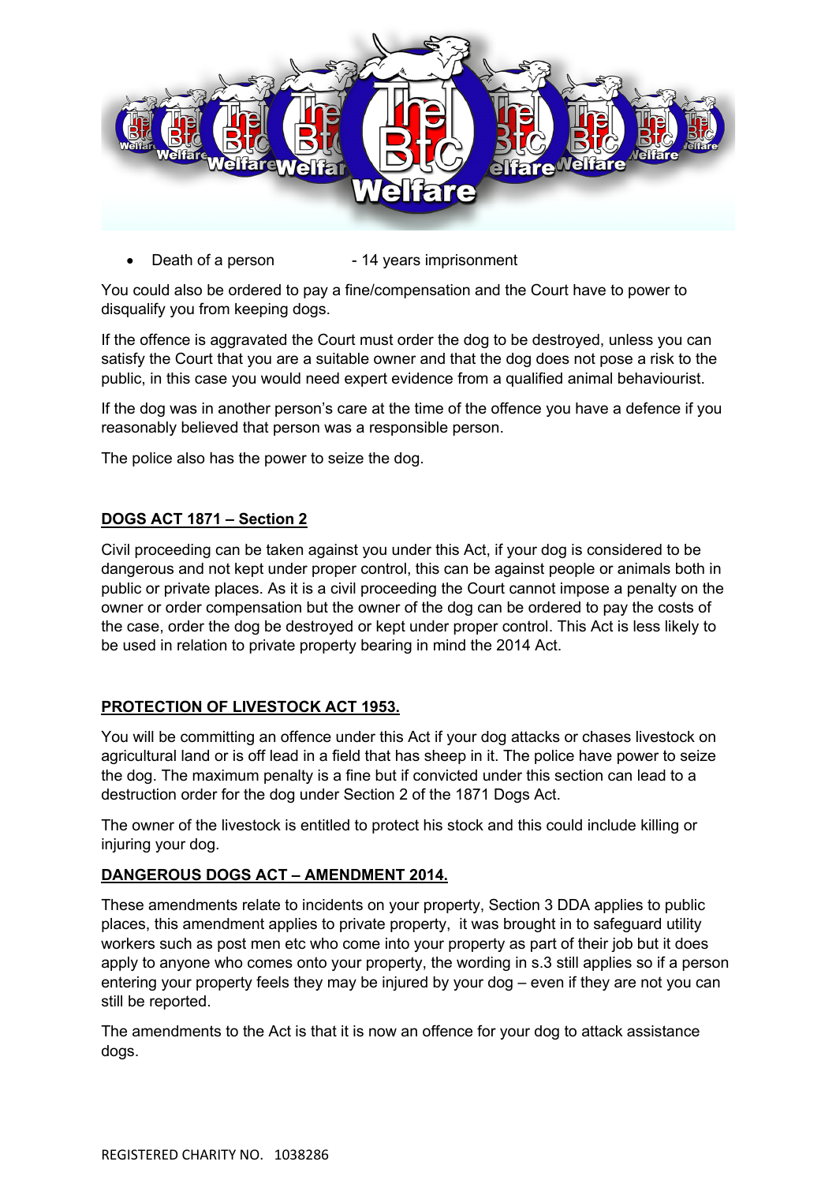- Death of a person - 14 years imprisonment

You could also be ordered to pay a fine/compensation and the Court have to power to disqualify you from keeping dogs.

If the offence is aggravated the Court must order the dog to be destroyed, unless you can satisfy the Court that you are a suitable owner and that the dog does not pose a risk to the public, in this case you would need expert evidence from a qualified animal behaviourist.

If the dog was in another person's care at the time of the offence you have a defence if you reasonably believed that person was a responsible person.

The police also has the power to seize the dog.

## DOGS ACT 1871 – Section 2

Civil proceeding can be taken against you under this Act, if your dog is considered to be dangerous and not kept under proper control, this can be against people or animals both in public or private places. As it is a civil proceeding the Court cannot impose a penalty on the owner or order compensation but the owner of the dog can be ordered to pay the costs of the case, order the dog be destroyed or kept under proper control. This Act is less likely to be used in relation to private property bearing in mind the 2014 Act.

## PROTECTION OF LIVESTOCK ACT 1953.

You will be committing an offence under this Act if your dog attacks or chases livestock on agricultural land or is off lead in a field that has sheep in it. The police have power to seize the dog. The maximum penalty is a fine but if convicted under this section can lead to a destruction order for the dog under Section 2 of the 1871 Dogs Act.

The owner of the livestock is entitled to protect his stock and this could include killing or injuring your dog.

## DANGEROUS DOGS ACT – AMENDMENT 2014.

These amendments relate to incidents on your property, Section 3 DDA applies to public places, this amendment applies to private property, it was brought in to safeguard utility workers such as post men etc who come into your property as part of their job but it does apply to anyone who comes onto your property, the wording in s.3 still applies so if a person entering your property feels they may be injured by your dog – even if they are not you can still be reported.

The amendments to the Act is that it is now an offence for your dog to attack assistance dogs.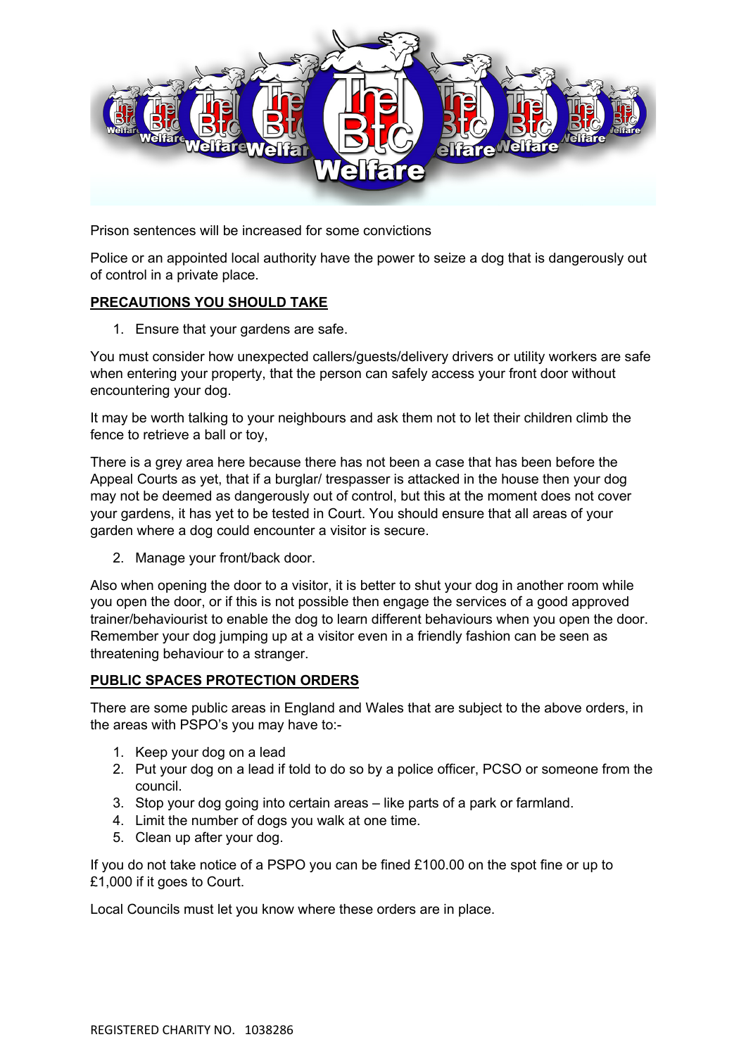Prison sentences will be increased for some convictions

Police or an appointed local authority have the power to seize a dog that is dangerously out of control in a private place.

**PRECAUTIONS YOU SHOULD TAKE**

1. Ensure that your gardens are safe.

You must consider how unexpected callers/guests/delivery drivers or utility workers are safe when entering your property, that the person can safely access your front door without encountering your dog.

It may be worth talking to your neighbours and ask them not to let their children climb the fence to retrieve a ball or toy,

There is a grey area here because there has not been a case that has been before the Appeal Courts as yet, that if a burglar/ trespasser is attacked in the house then your dog may not be deemed as dangerously out of control, but this at the moment does not cover your gardens, it has yet to be tested in Court. You should ensure that all areas of your garden where a dog could encounter a visitor is secure.

2. Manage your front/back door.

Also when opening the door to a visitor, it is better to shut your dog in another room while you open the door, or if this is not possible then engage the services of a good approved trainer/behaviourist to enable the dog to learn different behaviours when you open the door. Remember your dog jumping up at a visitor even in a friendly fashion can be seen as threatening behaviour to a stranger.

**PUBLIC SPACES PROTECTION ORDERS**

There are some public areas in England and Wales that are subject to the above orders, in the areas with PSPO's you may have to:-

1. Keep your dog on a lead
2. Put your dog on a lead if told to do so by a police officer, PCSO or someone from the council.
3. Stop your dog going into certain areas – like parts of a park or farmland.
4. Limit the number of dogs you walk at one time.
5. Clean up after your dog.

If you do not take notice of a PSPO you can be fined £100.00 on the spot fine or up to £1,000 if it goes to Court.

Local Councils must let you know where these orders are in place.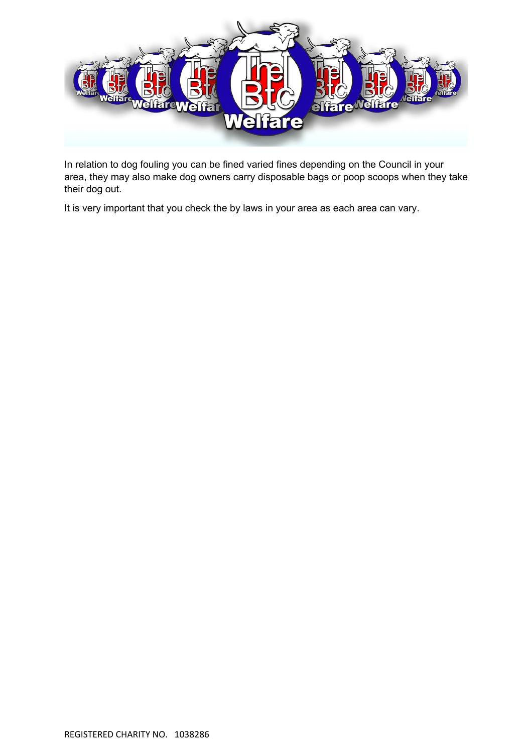In relation to dog fouling you can be fined varied fines depending on the Council in your area, they may also make dog owners carry disposable bags or poop scoops when they take their dog out.

It is very important that you check the by laws in your area as each area can vary.

REGISTERED CHARITY NO. 1038286